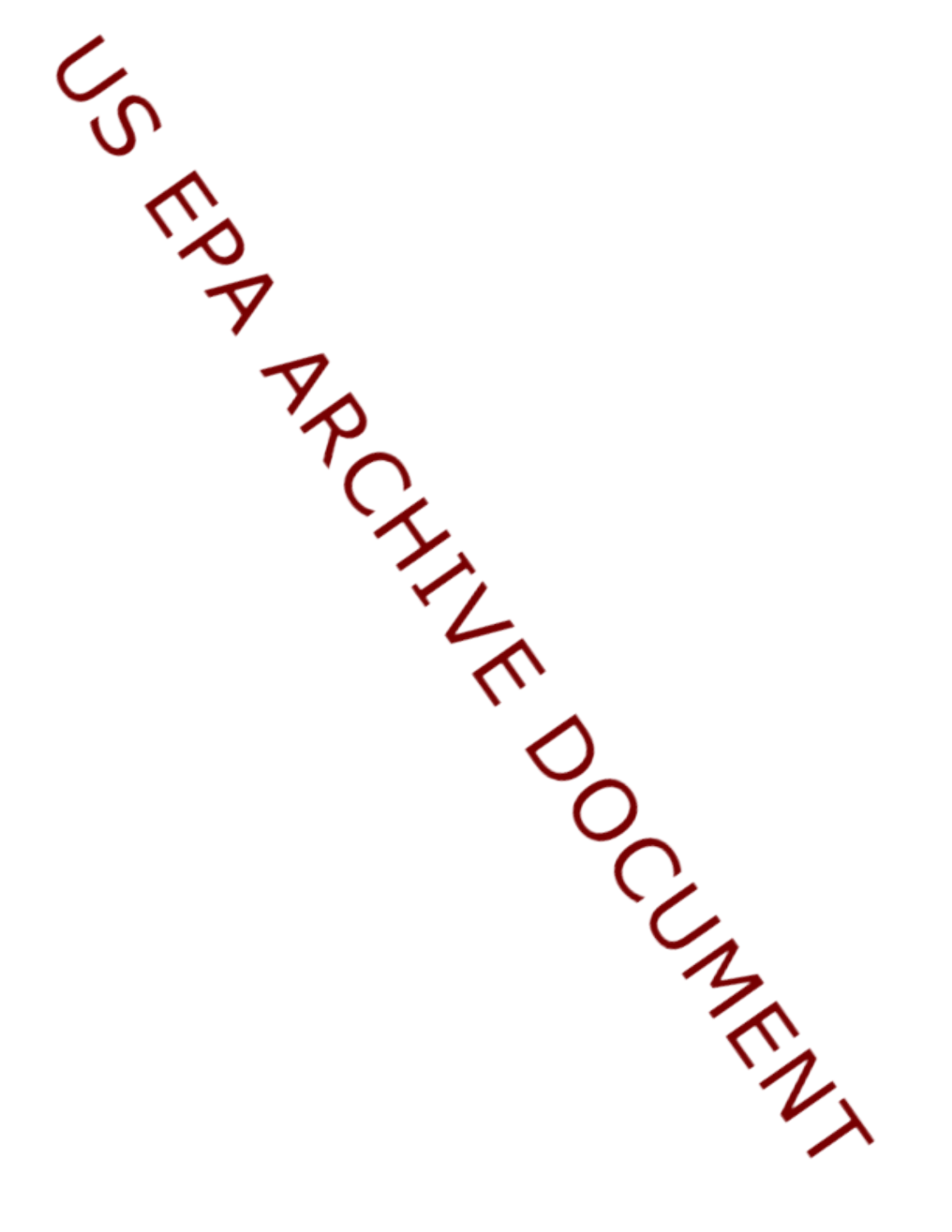US EPA ARCHIVE DOCUMENT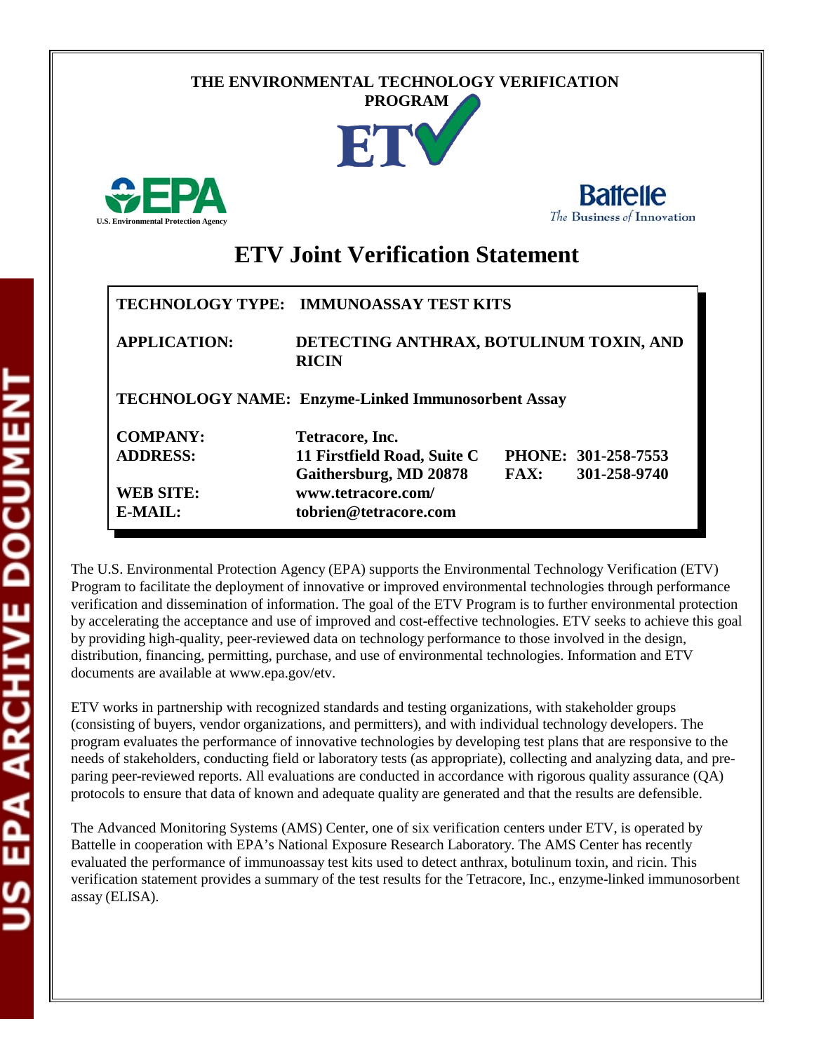THE ENVIRONMENTAL TECHNOLOGY VERIFICATION PROGRAM

ETV

U.S. Environmental Protection Agency

Battelle
The Business of Innovation

# ETV Joint Verification Statement

| | |
|---|---|
| **TECHNOLOGY TYPE:** | **IMMUNOASSAY TEST KITS** |
| **APPLICATION:** | **DETECTING ANTHRAX, BOTULINUM TOXIN, AND RICIN** |
| **TECHNOLOGY NAME:** | **Enzyme-Linked Immunosorbent Assay** |
| **COMPANY:** | **Tetracore, Inc.** |
| **ADDRESS:** | **11 Firstfield Road, Suite C** **Gaithersburg, MD 20878** |
| **PHONE:** | **301-258-7553** |
| **FAX:** | **301-258-9740** |
| **WEB SITE:** | **www.tetracore.com/** |
| **E-MAIL:** | **tobrien@tetracore.com** |

The U.S. Environmental Protection Agency (EPA) supports the Environmental Technology Verification (ETV) Program to facilitate the deployment of innovative or improved environmental technologies through performance verification and dissemination of information. The goal of the ETV Program is to further environmental protection by accelerating the acceptance and use of improved and cost-effective technologies. ETV seeks to achieve this goal by providing high-quality, peer-reviewed data on technology performance to those involved in the design, distribution, financing, permitting, purchase, and use of environmental technologies. Information and ETV documents are available at www.epa.gov/etv.

ETV works in partnership with recognized standards and testing organizations, with stakeholder groups (consisting of buyers, vendor organizations, and permitters), and with individual technology developers. The program evaluates the performance of innovative technologies by developing test plans that are responsive to the needs of stakeholders, conducting field or laboratory tests (as appropriate), collecting and analyzing data, and preparing peer-reviewed reports. All evaluations are conducted in accordance with rigorous quality assurance (QA) protocols to ensure that data of known and adequate quality are generated and that the results are defensible.

The Advanced Monitoring Systems (AMS) Center, one of six verification centers under ETV, is operated by Battelle in cooperation with EPA's National Exposure Research Laboratory. The AMS Center has recently evaluated the performance of immunoassay test kits used to detect anthrax, botulinum toxin, and ricin. This verification statement provides a summary of the test results for the Tetracore, Inc., enzyme-linked immunosorbent assay (ELISA).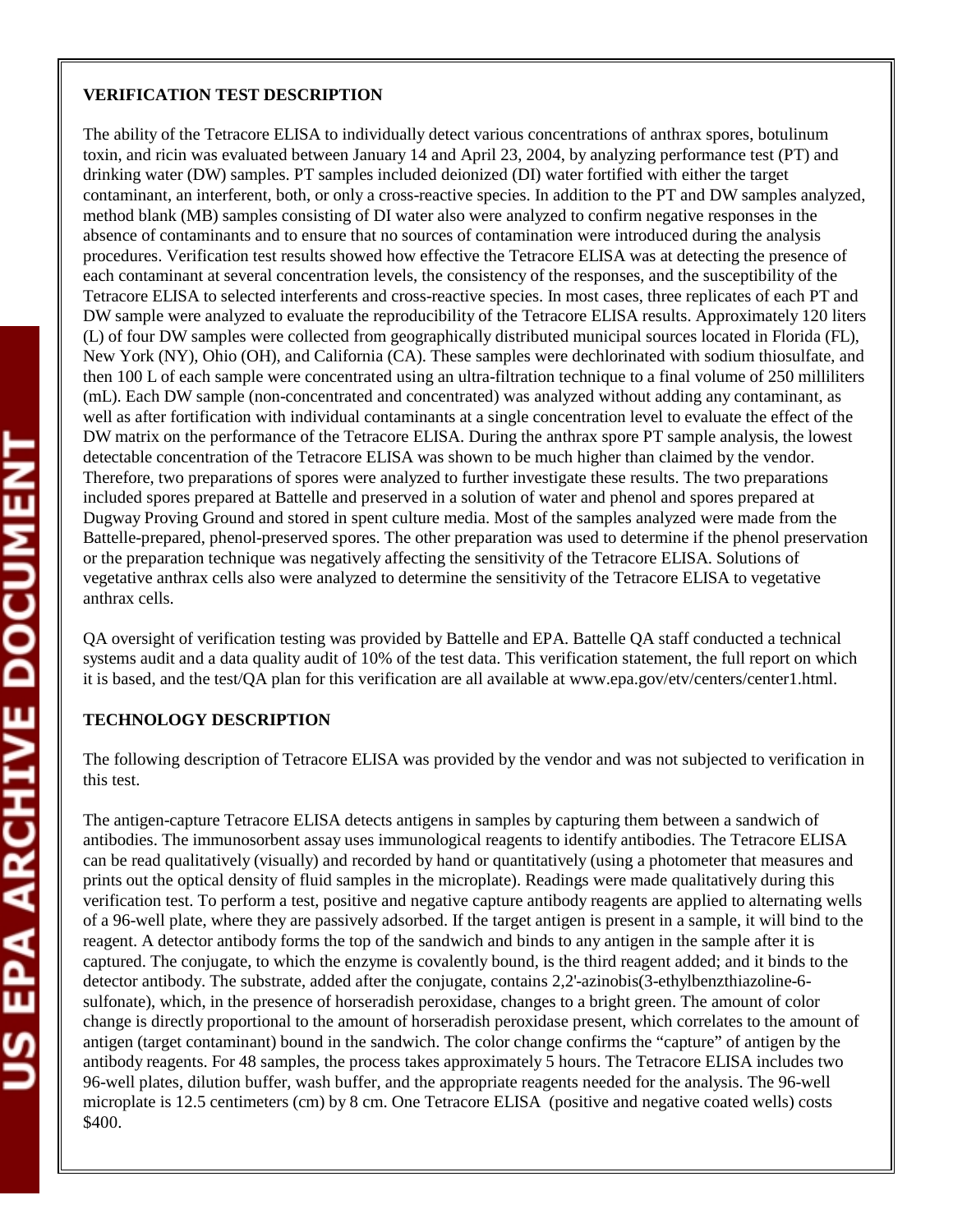**VERIFICATION TEST DESCRIPTION**

The ability of the Tetracore ELISA to individually detect various concentrations of anthrax spores, botulinum toxin, and ricin was evaluated between January 14 and April 23, 2004, by analyzing performance test (PT) and drinking water (DW) samples. PT samples included deionized (DI) water fortified with either the target contaminant, an interferent, both, or only a cross-reactive species. In addition to the PT and DW samples analyzed, method blank (MB) samples consisting of DI water also were analyzed to confirm negative responses in the absence of contaminants and to ensure that no sources of contamination were introduced during the analysis procedures. Verification test results showed how effective the Tetracore ELISA was at detecting the presence of each contaminant at several concentration levels, the consistency of the responses, and the susceptibility of the Tetracore ELISA to selected interferents and cross-reactive species. In most cases, three replicates of each PT and DW sample were analyzed to evaluate the reproducibility of the Tetracore ELISA results. Approximately 120 liters (L) of four DW samples were collected from geographically distributed municipal sources located in Florida (FL), New York (NY), Ohio (OH), and California (CA). These samples were dechlorinated with sodium thiosulfate, and then 100 L of each sample were concentrated using an ultra-filtration technique to a final volume of 250 milliliters (mL). Each DW sample (non-concentrated and concentrated) was analyzed without adding any contaminant, as well as after fortification with individual contaminants at a single concentration level to evaluate the effect of the DW matrix on the performance of the Tetracore ELISA. During the anthrax spore PT sample analysis, the lowest detectable concentration of the Tetracore ELISA was shown to be much higher than claimed by the vendor. Therefore, two preparations of spores were analyzed to further investigate these results. The two preparations included spores prepared at Battelle and preserved in a solution of water and phenol and spores prepared at Dugway Proving Ground and stored in spent culture media. Most of the samples analyzed were made from the Battelle-prepared, phenol-preserved spores. The other preparation was used to determine if the phenol preservation or the preparation technique was negatively affecting the sensitivity of the Tetracore ELISA. Solutions of vegetative anthrax cells also were analyzed to determine the sensitivity of the Tetracore ELISA to vegetative anthrax cells.

QA oversight of verification testing was provided by Battelle and EPA. Battelle QA staff conducted a technical systems audit and a data quality audit of 10% of the test data. This verification statement, the full report on which it is based, and the test/QA plan for this verification are all available at www.epa.gov/etv/centers/center1.html.

**TECHNOLOGY DESCRIPTION**

The following description of Tetracore ELISA was provided by the vendor and was not subjected to verification in this test.

The antigen-capture Tetracore ELISA detects antigens in samples by capturing them between a sandwich of antibodies. The immunosorbent assay uses immunological reagents to identify antibodies. The Tetracore ELISA can be read qualitatively (visually) and recorded by hand or quantitatively (using a photometer that measures and prints out the optical density of fluid samples in the microplate). Readings were made qualitatively during this verification test. To perform a test, positive and negative capture antibody reagents are applied to alternating wells of a 96-well plate, where they are passively adsorbed. If the target antigen is present in a sample, it will bind to the reagent. A detector antibody forms the top of the sandwich and binds to any antigen in the sample after it is captured. The conjugate, to which the enzyme is covalently bound, is the third reagent added; and it binds to the detector antibody. The substrate, added after the conjugate, contains 2,2'-azinobis(3-ethylbenzthiazoline-6-sulfonate), which, in the presence of horseradish peroxidase, changes to a bright green. The amount of color change is directly proportional to the amount of horseradish peroxidase present, which correlates to the amount of antigen (target contaminant) bound in the sandwich. The color change confirms the "capture" of antigen by the antibody reagents. For 48 samples, the process takes approximately 5 hours. The Tetracore ELISA includes two 96-well plates, dilution buffer, wash buffer, and the appropriate reagents needed for the analysis. The 96-well microplate is 12.5 centimeters (cm) by 8 cm. One Tetracore ELISA (positive and negative coated wells) costs $400.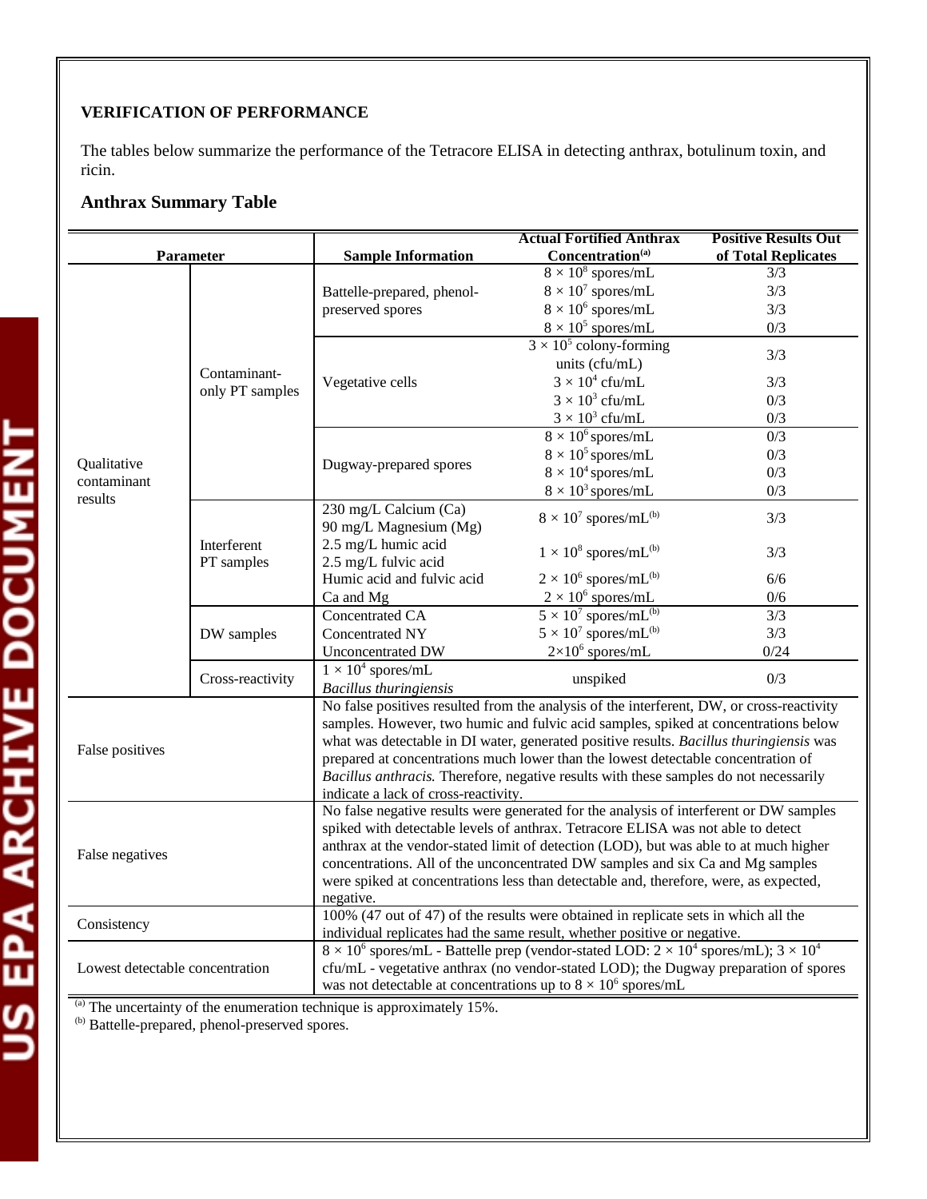## VERIFICATION OF PERFORMANCE

The tables below summarize the performance of the Tetracore ELISA in detecting anthrax, botulinum toxin, and ricin.

### Anthrax Summary Table

| Parameter | | Sample Information | Actual Fortified Anthrax Concentration[(a)] | Positive Results Out of Total Replicates |
|---|---|---|---|---|
| Qualitative contaminant results | Contaminant-only PT samples | Battelle-prepared, phenol-preserved spores | $8 \times 10^8$ spores/mL | 3/3 |
| | | | $8 \times 10^7$ spores/mL | 3/3 |
| | | | $8 \times 10^6$ spores/mL | 3/3 |
| | | | $8 \times 10^5$ spores/mL | 0/3 |
| | | Vegetative cells | $3 \times 10^5$ colony-forming units (cfu/mL) | 3/3 |
| | | | $3 \times 10^4$ cfu/mL | 3/3 |
| | | | $3 \times 10^3$ cfu/mL | 0/3 |
| | | | $3 \times 10^3$ cfu/mL | 0/3 |
| | | Dugway-prepared spores | $8 \times 10^6$ spores/mL | 0/3 |
| | | | $8 \times 10^5$ spores/mL | 0/3 |
| | | | $8 \times 10^4$ spores/mL | 0/3 |
| | | | $8 \times 10^3$ spores/mL | 0/3 |
| | Interferent PT samples | 230 mg/L Calcium (Ca) 90 mg/L Magnesium (Mg) | $8 \times 10^7$ spores/mL[(b)] | 3/3 |
| | | 2.5 mg/L humic acid 2.5 mg/L fulvic acid | $1 \times 10^8$ spores/mL[(b)] | 3/3 |
| | | Humic acid and fulvic acid | $2 \times 10^6$ spores/mL[(b)] | 6/6 |
| | | Ca and Mg | $2 \times 10^6$ spores/mL | 0/6 |
| | DW samples | Concentrated CA | $5 \times 10^7$ spores/mL[(b)] | 3/3 |
| | | Concentrated NY | $5 \times 10^7$ spores/mL[(b)] | 3/3 |
| | | Unconcentrated DW | $2 \times 10^6$ spores/mL | 0/24 |
| | Cross-reactivity | $1 \times 10^4$ spores/mL *Bacillus thuringiensis* | unspiked | 0/3 |
| False positives | | No false positives resulted from the analysis of the interferent, DW, or cross-reactivity samples. However, two humic and fulvic acid samples, spiked at concentrations below what was detectable in DI water, generated positive results. *Bacillus thuringiensis* was prepared at concentrations much lower than the lowest detectable concentration of *Bacillus anthracis.* Therefore, negative results with these samples do not necessarily indicate a lack of cross-reactivity. | | |
| False negatives | | No false negative results were generated for the analysis of interferent or DW samples spiked with detectable levels of anthrax. Tetracore ELISA was not able to detect anthrax at the vendor-stated limit of detection (LOD), but was able to at much higher concentrations. All of the unconcentrated DW samples and six Ca and Mg samples were spiked at concentrations less than detectable and, therefore, were, as expected, negative. | | |
| Consistency | | 100% (47 out of 47) of the results were obtained in replicate sets in which all the individual replicates had the same result, whether positive or negative. | | |
| Lowest detectable concentration | | $8 \times 10^6$ spores/mL - Battelle prep (vendor-stated LOD: $2 \times 10^4$ spores/mL); $3 \times 10^4$ cfu/mL - vegetative anthrax (no vendor-stated LOD); the Dugway preparation of spores was not detectable at concentrations up to $8 \times 10^6$ spores/mL | | |

(a) The uncertainty of the enumeration technique is approximately 15%.

(b) Battelle-prepared, phenol-preserved spores.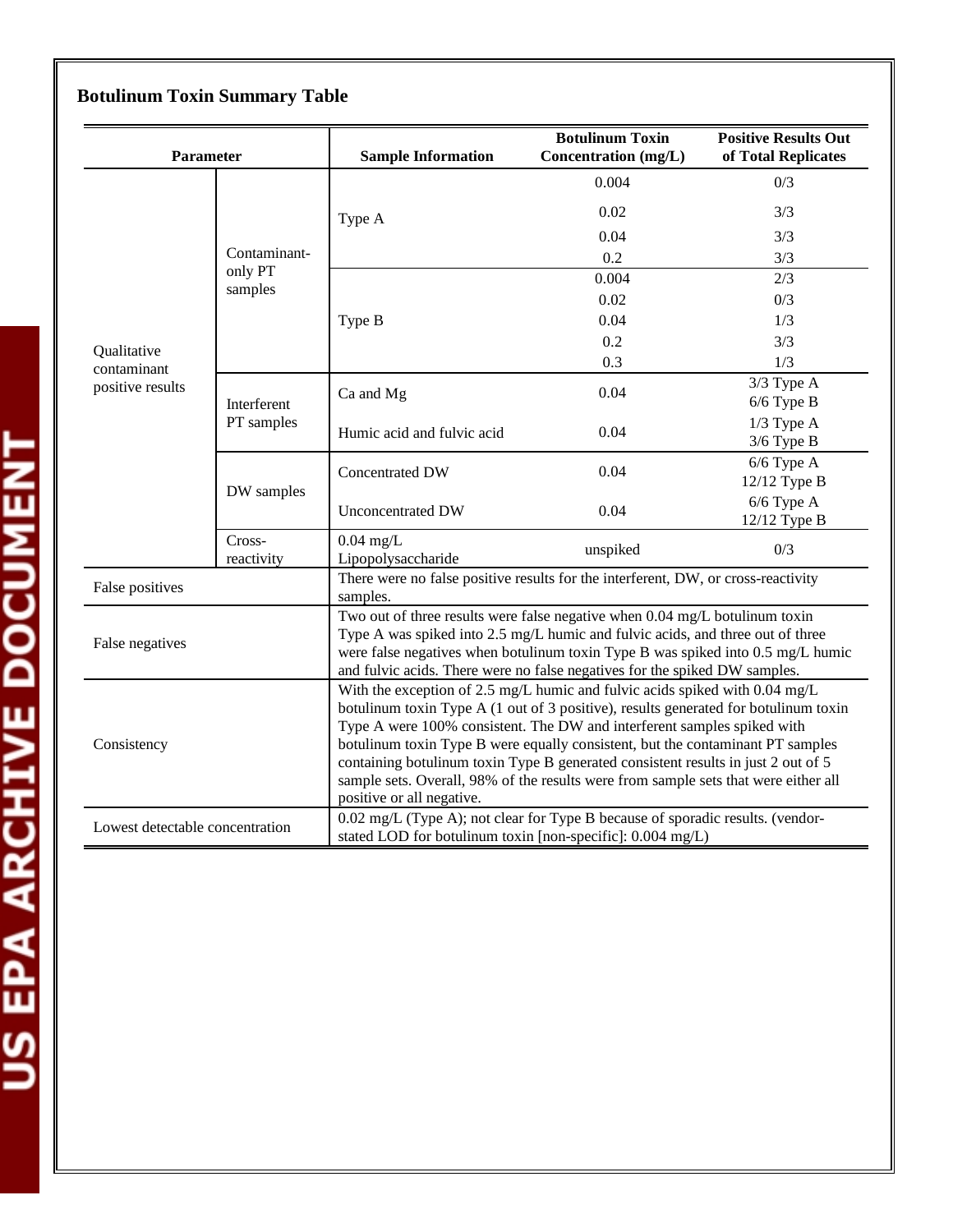## Botulinum Toxin Summary Table

| Parameter | | Sample Information | Botulinum Toxin Concentration (mg/L) | Positive Results Out of Total Replicates |
|---|---|---|---|---|
| Qualitative contaminant positive results | Contaminant-only PT samples | Type A | 0.004 | 0/3 |
| | | | 0.02 | 3/3 |
| | | | 0.04 | 3/3 |
| | | | 0.2 | 3/3 |
| | | Type B | 0.004 | 2/3 |
| | | | 0.02 | 0/3 |
| | | | 0.04 | 1/3 |
| | | | 0.2 | 3/3 |
| | | | 0.3 | 1/3 |
| | Interferent PT samples | Ca and Mg | 0.04 | 3/3 Type A<br>6/6 Type B |
| | | Humic acid and fulvic acid | 0.04 | 1/3 Type A<br>3/6 Type B |
| | DW samples | Concentrated DW | 0.04 | 6/6 Type A<br>12/12 Type B |
| | | Unconcentrated DW | 0.04 | 6/6 Type A<br>12/12 Type B |
| | Cross-reactivity | 0.04 mg/L Lipopolysaccharide | unspiked | 0/3 |
| False positives | | There were no false positive results for the interferent, DW, or cross-reactivity samples. | | |
| False negatives | | Two out of three results were false negative when 0.04 mg/L botulinum toxin Type A was spiked into 2.5 mg/L humic and fulvic acids, and three out of three were false negatives when botulinum toxin Type B was spiked into 0.5 mg/L humic and fulvic acids. There were no false negatives for the spiked DW samples. | | |
| Consistency | | With the exception of 2.5 mg/L humic and fulvic acids spiked with 0.04 mg/L botulinum toxin Type A (1 out of 3 positive), results generated for botulinum toxin Type A were 100% consistent. The DW and interferent samples spiked with botulinum toxin Type B were equally consistent, but the contaminant PT samples containing botulinum toxin Type B generated consistent results in just 2 out of 5 sample sets. Overall, 98% of the results were from sample sets that were either all positive or all negative. | | |
| Lowest detectable concentration | | 0.02 mg/L (Type A); not clear for Type B because of sporadic results. (vendor-stated LOD for botulinum toxin [non-specific]: 0.004 mg/L) | | |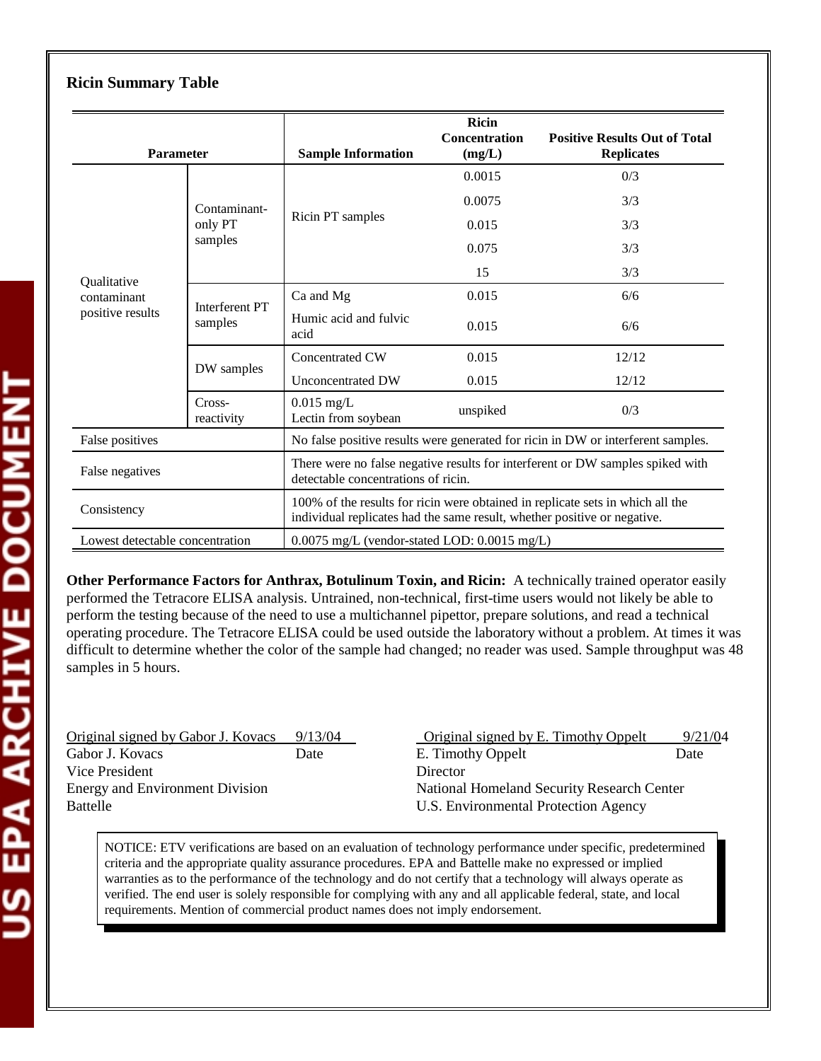**Ricin Summary Table**

| Parameter | | Sample Information | Ricin Concentration (mg/L) | Positive Results Out of Total Replicates |
|---|---|---|---|---|
| Qualitative contaminant positive results | Contaminant-only PT samples | Ricin PT samples | 0.0015 | 0/3 |
| | | | 0.0075 | 3/3 |
| | | | 0.015 | 3/3 |
| | | | 0.075 | 3/3 |
| | | | 15 | 3/3 |
| | Interferent PT samples | Ca and Mg | 0.015 | 6/6 |
| | | Humic acid and fulvic acid | 0.015 | 6/6 |
| | DW samples | Concentrated CW | 0.015 | 12/12 |
| | | Unconcentrated DW | 0.015 | 12/12 |
| | Cross-reactivity | 0.015 mg/L Lectin from soybean | unspiked | 0/3 |
| False positives | | No false positive results were generated for ricin in DW or interferent samples. | | |
| False negatives | | There were no false negative results for interferent or DW samples spiked with detectable concentrations of ricin. | | |
| Consistency | | 100% of the results for ricin were obtained in replicate sets in which all the individual replicates had the same result, whether positive or negative. | | |
| Lowest detectable concentration | | 0.0075 mg/L (vendor-stated LOD: 0.0015 mg/L) | | |

**Other Performance Factors for Anthrax, Botulinum Toxin, and Ricin:** A technically trained operator easily performed the Tetracore ELISA analysis. Untrained, non-technical, first-time users would not likely be able to perform the testing because of the need to use a multichannel pipettor, prepare solutions, and read a technical operating procedure. The Tetracore ELISA could be used outside the laboratory without a problem. At times it was difficult to determine whether the color of the sample had changed; no reader was used. Sample throughput was 48 samples in 5 hours.

Original signed by Gabor J. Kovacs 9/13/04
Gabor J. Kovacs Date
Vice President
Energy and Environment Division
Battelle

Original signed by E. Timothy Oppelt 9/21/04
E. Timothy Oppelt Date
Director
National Homeland Security Research Center
U.S. Environmental Protection Agency

NOTICE: ETV verifications are based on an evaluation of technology performance under specific, predetermined criteria and the appropriate quality assurance procedures. EPA and Battelle make no expressed or implied warranties as to the performance of the technology and do not certify that a technology will always operate as verified. The end user is solely responsible for complying with any and all applicable federal, state, and local requirements. Mention of commercial product names does not imply endorsement.